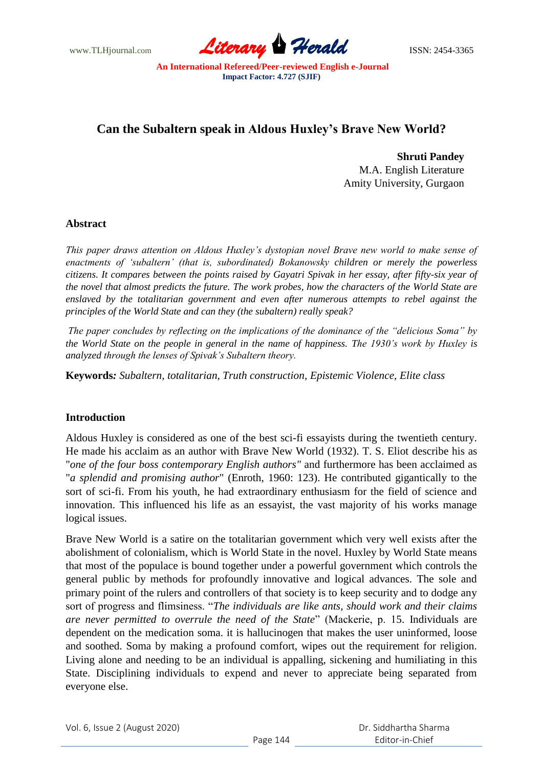# Can the Subaltern speak in Aldous Huxley's Brave New World?

**Shruti Pandey**
M.A. English Literature
Amity University, Gurgaon

## Abstract

*This paper draws attention on Aldous Huxley's dystopian novel Brave new world to make sense of enactments of 'subaltern' (that is, subordinated) Bokanowsky children or merely the powerless citizens. It compares between the points raised by Gayatri Spivak in her essay, after fifty-six year of the novel that almost predicts the future. The work probes, how the characters of the World State are enslaved by the totalitarian government and even after numerous attempts to rebel against the principles of the World State and can they (the subaltern) really speak?*

*The paper concludes by reflecting on the implications of the dominance of the "delicious Soma" by the World State on the people in general in the name of happiness. The 1930's work by Huxley is analyzed through the lenses of Spivak's Subaltern theory.*

**Keywords:** *Subaltern, totalitarian, Truth construction, Epistemic Violence, Elite class*

## Introduction

Aldous Huxley is considered as one of the best sci-fi essayists during the twentieth century. He made his acclaim as an author with Brave New World (1932). T. S. Eliot describe his as "*one of the four boss contemporary English authors"* and furthermore has been acclaimed as "*a splendid and promising author*" (Enroth, 1960: 123). He contributed gigantically to the sort of sci-fi. From his youth, he had extraordinary enthusiasm for the field of science and innovation. This influenced his life as an essayist, the vast majority of his works manage logical issues.

Brave New World is a satire on the totalitarian government which very well exists after the abolishment of colonialism, which is World State in the novel. Huxley by World State means that most of the populace is bound together under a powerful government which controls the general public by methods for profoundly innovative and logical advances. The sole and primary point of the rulers and controllers of that society is to keep security and to dodge any sort of progress and flimsiness. "*The individuals are like ants, should work and their claims are never permitted to overrule the need of the State*" (Mackerie, p. 15. Individuals are dependent on the medication soma. it is hallucinogen that makes the user uninformed, loose and soothed. Soma by making a profound comfort, wipes out the requirement for religion. Living alone and needing to be an individual is appalling, sickening and humiliating in this State. Disciplining individuals to expend and never to appreciate being separated from everyone else.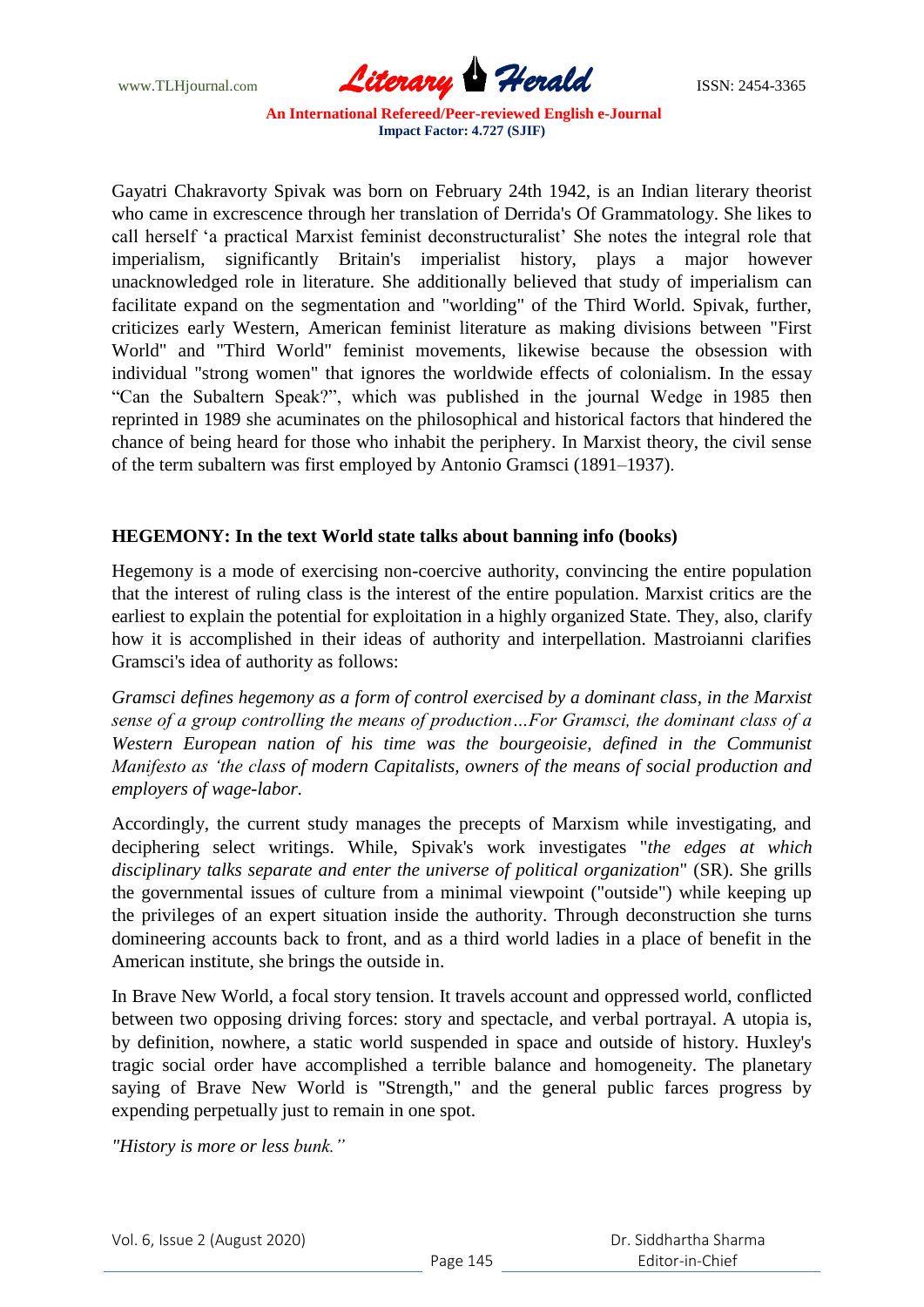Gayatri Chakravorty Spivak was born on February 24th 1942, is an Indian literary theorist who came in excrescence through her translation of Derrida's Of Grammatology. She likes to call herself 'a practical Marxist feminist deconstructuralist' She notes the integral role that imperialism, significantly Britain's imperialist history, plays a major however unacknowledged role in literature. She additionally believed that study of imperialism can facilitate expand on the segmentation and "worlding" of the Third World. Spivak, further, criticizes early Western, American feminist literature as making divisions between "First World" and "Third World" feminist movements, likewise because the obsession with individual "strong women" that ignores the worldwide effects of colonialism. In the essay "Can the Subaltern Speak?", which was published in the journal Wedge in 1985 then reprinted in 1989 she acuminates on the philosophical and historical factors that hindered the chance of being heard for those who inhabit the periphery. In Marxist theory, the civil sense of the term subaltern was first employed by Antonio Gramsci (1891–1937).

**HEGEMONY: In the text World state talks about banning info (books)**

Hegemony is a mode of exercising non-coercive authority, convincing the entire population that the interest of ruling class is the interest of the entire population. Marxist critics are the earliest to explain the potential for exploitation in a highly organized State. They, also, clarify how it is accomplished in their ideas of authority and interpellation. Mastroianni clarifies Gramsci's idea of authority as follows:

*Gramsci defines hegemony as a form of control exercised by a dominant class, in the Marxist sense of a group controlling the means of production…For Gramsci, the dominant class of a Western European nation of his time was the bourgeoisie, defined in the Communist Manifesto as 'the class of modern Capitalists, owners of the means of social production and employers of wage-labor.*

Accordingly, the current study manages the precepts of Marxism while investigating, and deciphering select writings. While, Spivak's work investigates "*the edges at which disciplinary talks separate and enter the universe of political organization*" (SR). She grills the governmental issues of culture from a minimal viewpoint ("outside") while keeping up the privileges of an expert situation inside the authority. Through deconstruction she turns domineering accounts back to front, and as a third world ladies in a place of benefit in the American institute, she brings the outside in.

In Brave New World, a focal story tension. It travels account and oppressed world, conflicted between two opposing driving forces: story and spectacle, and verbal portrayal. A utopia is, by definition, nowhere, a static world suspended in space and outside of history. Huxley's tragic social order have accomplished a terrible balance and homogeneity. The planetary saying of Brave New World is "Strength," and the general public farces progress by expending perpetually just to remain in one spot.

*"History is more or less bunk."*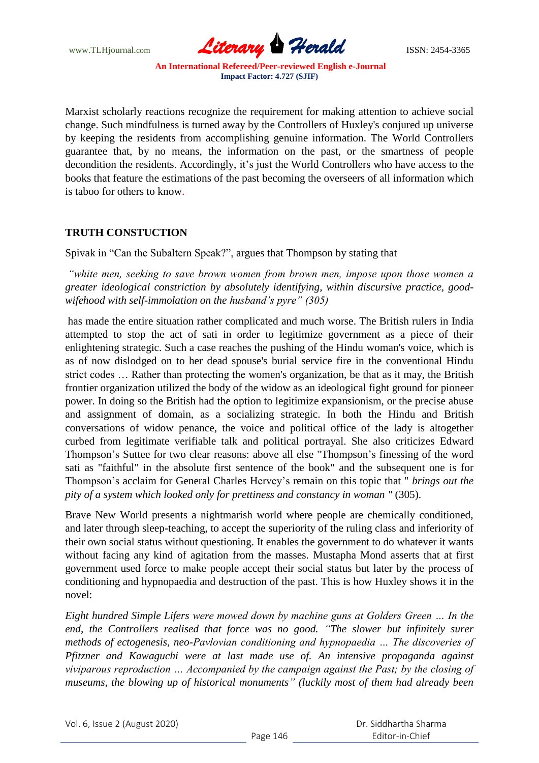Marxist scholarly reactions recognize the requirement for making attention to achieve social change. Such mindfulness is turned away by the Controllers of Huxley's conjured up universe by keeping the residents from accomplishing genuine information. The World Controllers guarantee that, by no means, the information on the past, or the smartness of people decondition the residents. Accordingly, it's just the World Controllers who have access to the books that feature the estimations of the past becoming the overseers of all information which is taboo for others to know.

## TRUTH CONSTUCTION

Spivak in "Can the Subaltern Speak?", argues that Thompson by stating that

> *"white men, seeking to save brown women from brown men, impose upon those women a greater ideological constriction by absolutely identifying, within discursive practice, good-wifehood with self-immolation on the husband's pyre" (305)*

has made the entire situation rather complicated and much worse. The British rulers in India attempted to stop the act of sati in order to legitimize government as a piece of their enlightening strategic. Such a case reaches the pushing of the Hindu woman's voice, which is as of now dislodged on to her dead spouse's burial service fire in the conventional Hindu strict codes … Rather than protecting the women's organization, be that as it may, the British frontier organization utilized the body of the widow as an ideological fight ground for pioneer power. In doing so the British had the option to legitimize expansionism, or the precise abuse and assignment of domain, as a socializing strategic. In both the Hindu and British conversations of widow penance, the voice and political office of the lady is altogether curbed from legitimate verifiable talk and political portrayal. She also criticizes Edward Thompson's Suttee for two clear reasons: above all else "Thompson's finessing of the word sati as "faithful" in the absolute first sentence of the book" and the subsequent one is for Thompson's acclaim for General Charles Hervey's remain on this topic that " *brings out the pity of a system which looked only for prettiness and constancy in woman "* (305).

Brave New World presents a nightmarish world where people are chemically conditioned, and later through sleep-teaching, to accept the superiority of the ruling class and inferiority of their own social status without questioning. It enables the government to do whatever it wants without facing any kind of agitation from the masses. Mustapha Mond asserts that at first government used force to make people accept their social status but later by the process of conditioning and hypnopaedia and destruction of the past. This is how Huxley shows it in the novel:

*Eight hundred Simple Lifers were mowed down by machine guns at Golders Green … In the end, the Controllers realised that force was no good. "The slower but infinitely surer methods of ectogenesis, neo-Pavlovian conditioning and hypnopaedia … The discoveries of Pfitzner and Kawaguchi were at last made use of. An intensive propaganda against viviparous reproduction … Accompanied by the campaign against the Past; by the closing of museums, the blowing up of historical monuments" (luckily most of them had already been*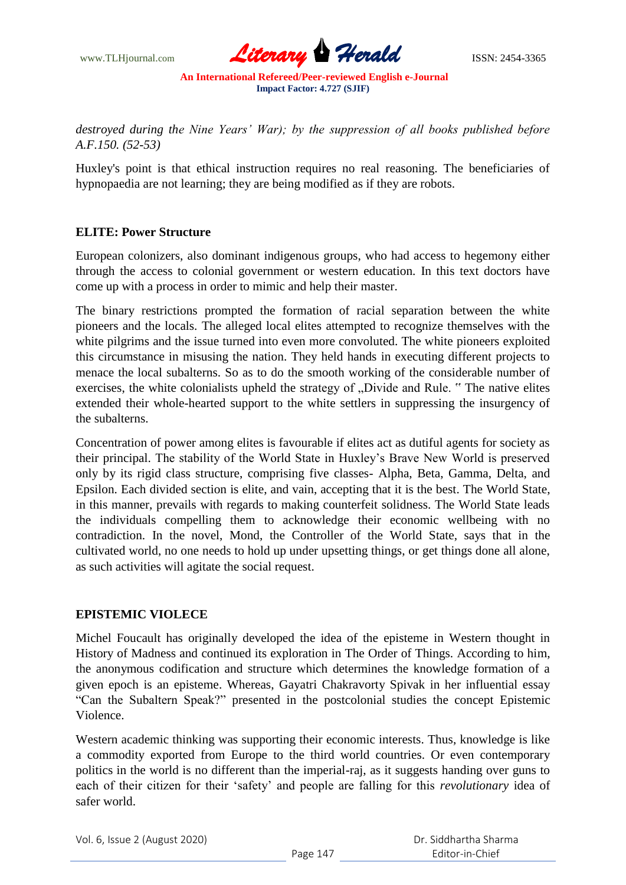*destroyed during the Nine Years' War); by the suppression of all books published before A.F.150. (52-53)*

Huxley's point is that ethical instruction requires no real reasoning. The beneficiaries of hypnopaedia are not learning; they are being modified as if they are robots.

## ELITE: Power Structure

European colonizers, also dominant indigenous groups, who had access to hegemony either through the access to colonial government or western education. In this text doctors have come up with a process in order to mimic and help their master.

The binary restrictions prompted the formation of racial separation between the white pioneers and the locals. The alleged local elites attempted to recognize themselves with the white pilgrims and the issue turned into even more convoluted. The white pioneers exploited this circumstance in misusing the nation. They held hands in executing different projects to menace the local subalterns. So as to do the smooth working of the considerable number of exercises, the white colonialists upheld the strategy of „Divide and Rule. " The native elites extended their whole-hearted support to the white settlers in suppressing the insurgency of the subalterns.

Concentration of power among elites is favourable if elites act as dutiful agents for society as their principal. The stability of the World State in Huxley's Brave New World is preserved only by its rigid class structure, comprising five classes- Alpha, Beta, Gamma, Delta, and Epsilon. Each divided section is elite, and vain, accepting that it is the best. The World State, in this manner, prevails with regards to making counterfeit solidness. The World State leads the individuals compelling them to acknowledge their economic wellbeing with no contradiction. In the novel, Mond, the Controller of the World State, says that in the cultivated world, no one needs to hold up under upsetting things, or get things done all alone, as such activities will agitate the social request.

## EPISTEMIC VIOLECE

Michel Foucault has originally developed the idea of the episteme in Western thought in History of Madness and continued its exploration in The Order of Things. According to him, the anonymous codification and structure which determines the knowledge formation of a given epoch is an episteme. Whereas, Gayatri Chakravorty Spivak in her influential essay "Can the Subaltern Speak?" presented in the postcolonial studies the concept Epistemic Violence.

Western academic thinking was supporting their economic interests. Thus, knowledge is like a commodity exported from Europe to the third world countries. Or even contemporary politics in the world is no different than the imperial-raj, as it suggests handing over guns to each of their citizen for their 'safety' and people are falling for this *revolutionary* idea of safer world.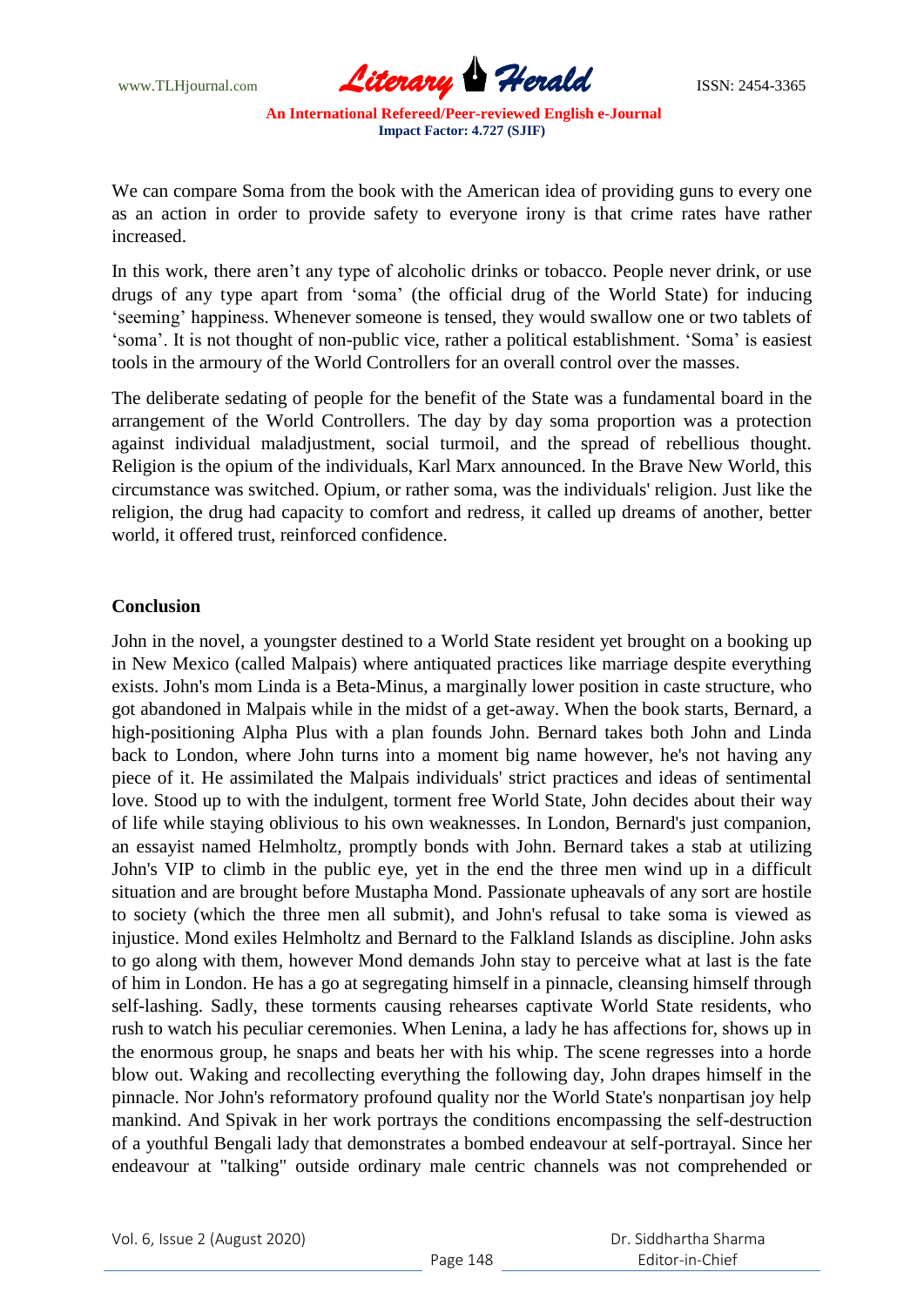We can compare Soma from the book with the American idea of providing guns to every one as an action in order to provide safety to everyone irony is that crime rates have rather increased.

In this work, there aren't any type of alcoholic drinks or tobacco. People never drink, or use drugs of any type apart from 'soma' (the official drug of the World State) for inducing 'seeming' happiness. Whenever someone is tensed, they would swallow one or two tablets of 'soma'. It is not thought of non-public vice, rather a political establishment. 'Soma' is easiest tools in the armoury of the World Controllers for an overall control over the masses.

The deliberate sedating of people for the benefit of the State was a fundamental board in the arrangement of the World Controllers. The day by day soma proportion was a protection against individual maladjustment, social turmoil, and the spread of rebellious thought. Religion is the opium of the individuals, Karl Marx announced. In the Brave New World, this circumstance was switched. Opium, or rather soma, was the individuals' religion. Just like the religion, the drug had capacity to comfort and redress, it called up dreams of another, better world, it offered trust, reinforced confidence.

## Conclusion

John in the novel, a youngster destined to a World State resident yet brought on a booking up in New Mexico (called Malpais) where antiquated practices like marriage despite everything exists. John's mom Linda is a Beta-Minus, a marginally lower position in caste structure, who got abandoned in Malpais while in the midst of a get-away. When the book starts, Bernard, a high-positioning Alpha Plus with a plan founds John. Bernard takes both John and Linda back to London, where John turns into a moment big name however, he's not having any piece of it. He assimilated the Malpais individuals' strict practices and ideas of sentimental love. Stood up to with the indulgent, torment free World State, John decides about their way of life while staying oblivious to his own weaknesses. In London, Bernard's just companion, an essayist named Helmholtz, promptly bonds with John. Bernard takes a stab at utilizing John's VIP to climb in the public eye, yet in the end the three men wind up in a difficult situation and are brought before Mustapha Mond. Passionate upheavals of any sort are hostile to society (which the three men all submit), and John's refusal to take soma is viewed as injustice. Mond exiles Helmholtz and Bernard to the Falkland Islands as discipline. John asks to go along with them, however Mond demands John stay to perceive what at last is the fate of him in London. He has a go at segregating himself in a pinnacle, cleansing himself through self-lashing. Sadly, these torments causing rehearses captivate World State residents, who rush to watch his peculiar ceremonies. When Lenina, a lady he has affections for, shows up in the enormous group, he snaps and beats her with his whip. The scene regresses into a horde blow out. Waking and recollecting everything the following day, John drapes himself in the pinnacle. Nor John's reformatory profound quality nor the World State's nonpartisan joy help mankind. And Spivak in her work portrays the conditions encompassing the self-destruction of a youthful Bengali lady that demonstrates a bombed endeavour at self-portrayal. Since her endeavour at "talking" outside ordinary male centric channels was not comprehended or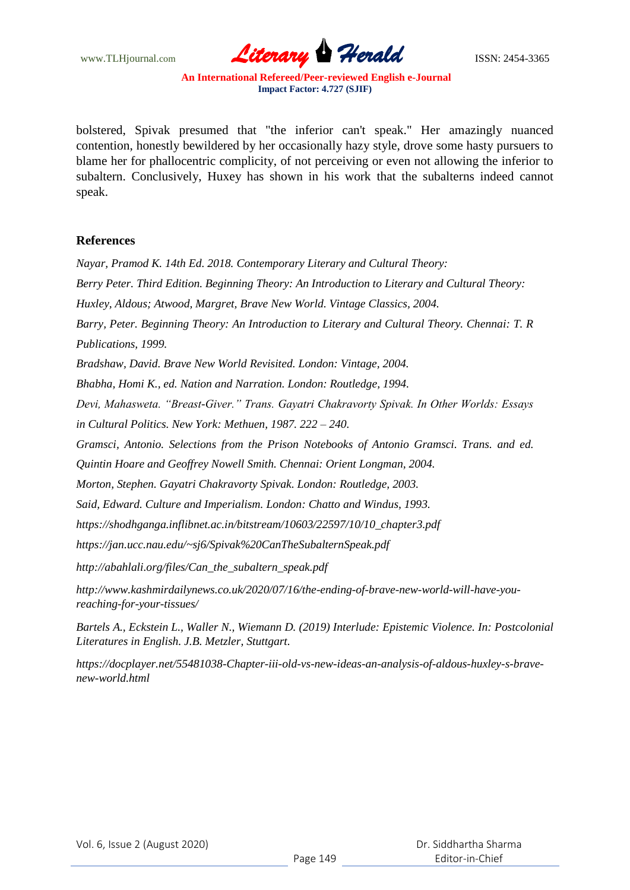bolstered, Spivak presumed that "the inferior can't speak." Her amazingly nuanced contention, honestly bewildered by her occasionally hazy style, drove some hasty pursuers to blame her for phallocentric complicity, of not perceiving or even not allowing the inferior to subaltern. Conclusively, Huxey has shown in his work that the subalterns indeed cannot speak.

## References

*Nayar, Pramod K. 14th Ed. 2018. Contemporary Literary and Cultural Theory:*

*Berry Peter. Third Edition. Beginning Theory: An Introduction to Literary and Cultural Theory:*

*Huxley, Aldous; Atwood, Margret, Brave New World. Vintage Classics, 2004.*

*Barry, Peter. Beginning Theory: An Introduction to Literary and Cultural Theory. Chennai: T. R Publications, 1999.*

*Bradshaw, David. Brave New World Revisited. London: Vintage, 2004.*

*Bhabha, Homi K., ed. Nation and Narration. London: Routledge, 1994.*

*Devi, Mahasweta. "Breast-Giver." Trans. Gayatri Chakravorty Spivak. In Other Worlds: Essays in Cultural Politics. New York: Methuen, 1987. 222 – 240.*

*Gramsci, Antonio. Selections from the Prison Notebooks of Antonio Gramsci. Trans. and ed. Quintin Hoare and Geoffrey Nowell Smith. Chennai: Orient Longman, 2004.*

*Morton, Stephen. Gayatri Chakravorty Spivak. London: Routledge, 2003.*

*Said, Edward. Culture and Imperialism. London: Chatto and Windus, 1993.*

*https://shodhganga.inflibnet.ac.in/bitstream/10603/22597/10/10_chapter3.pdf*

*https://jan.ucc.nau.edu/~sj6/Spivak%20CanTheSubalternSpeak.pdf*

*http://abahlali.org/files/Can_the_subaltern_speak.pdf*

*http://www.kashmirdailynews.co.uk/2020/07/16/the-ending-of-brave-new-world-will-have-you-reaching-for-your-tissues/*

*Bartels A., Eckstein L., Waller N., Wiemann D. (2019) Interlude: Epistemic Violence. In: Postcolonial Literatures in English. J.B. Metzler, Stuttgart.*

*https://docplayer.net/55481038-Chapter-iii-old-vs-new-ideas-an-analysis-of-aldous-huxley-s-brave-new-world.html*